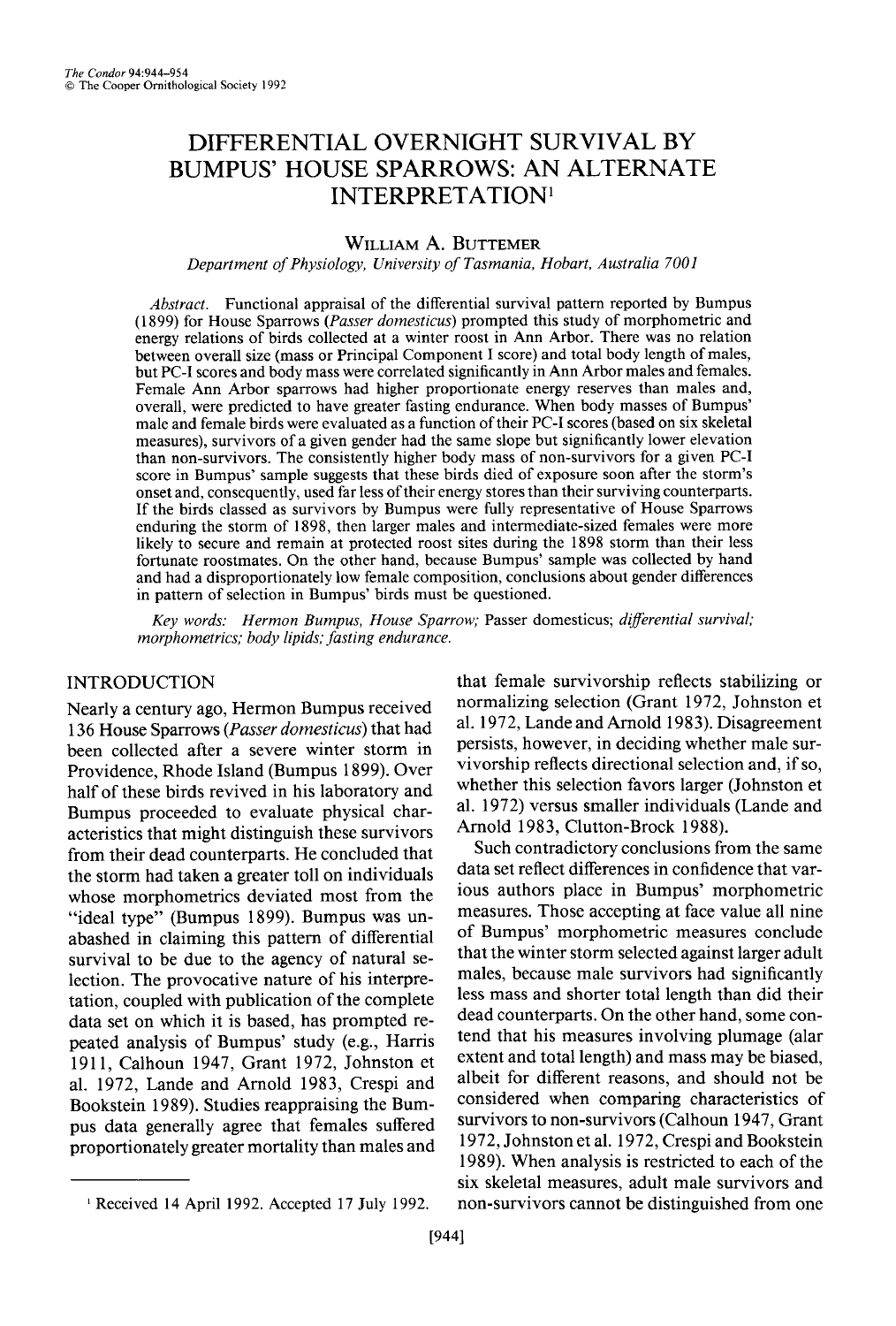# DIFFERENTIAL OVERNIGHT SURVIVAL BY BUMPUS' HOUSE SPARROWS: AN ALTERNATE INTERPRETATION[1]

WILLIAM A. BUTTEMER

*Department of Physiology, University of Tasmania, Hobart, Australia 7001*

*Abstract.* Functional appraisal of the differential survival pattern reported by Bumpus (1899) for House Sparrows (*Passer domesticus*) prompted this study of morphometric and energy relations of birds collected at a winter roost in Ann Arbor. There was no relation between overall size (mass or Principal Component I score) and total body length of males, but PC-I scores and body mass were correlated significantly in Ann Arbor males and females. Female Ann Arbor sparrows had higher proportionate energy reserves than males and, overall, were predicted to have greater fasting endurance. When body masses of Bumpus' male and female birds were evaluated as a function of their PC-I scores (based on six skeletal measures), survivors of a given gender had the same slope but significantly lower elevation than non-survivors. The consistently higher body mass of non-survivors for a given PC-I score in Bumpus' sample suggests that these birds died of exposure soon after the storm's onset and, consequently, used far less of their energy stores than their surviving counterparts. If the birds classed as survivors by Bumpus were fully representative of House Sparrows enduring the storm of 1898, then larger males and intermediate-sized females were more likely to secure and remain at protected roost sites during the 1898 storm than their less fortunate roostmates. On the other hand, because Bumpus' sample was collected by hand and had a disproportionately low female composition, conclusions about gender differences in pattern of selection in Bumpus' birds must be questioned.

*Key words: Hermon Bumpus, House Sparrow;* Passer domesticus; *differential survival; morphometrics; body lipids; fasting endurance.*

## INTRODUCTION

Nearly a century ago, Hermon Bumpus received 136 House Sparrows (*Passer domesticus*) that had been collected after a severe winter storm in Providence, Rhode Island (Bumpus 1899). Over half of these birds revived in his laboratory and Bumpus proceeded to evaluate physical characteristics that might distinguish these survivors from their dead counterparts. He concluded that the storm had taken a greater toll on individuals whose morphometrics deviated most from the "ideal type" (Bumpus 1899). Bumpus was unabashed in claiming this pattern of differential survival to be due to the agency of natural selection. The provocative nature of his interpretation, coupled with publication of the complete data set on which it is based, has prompted repeated analysis of Bumpus' study (e.g., Harris 1911, Calhoun 1947, Grant 1972, Johnston et al. 1972, Lande and Arnold 1983, Crespi and Bookstein 1989). Studies reappraising the Bumpus data generally agree that females suffered proportionately greater mortality than males and that female survivorship reflects stabilizing or normalizing selection (Grant 1972, Johnston et al. 1972, Lande and Arnold 1983). Disagreement persists, however, in deciding whether male survivorship reflects directional selection and, if so, whether this selection favors larger (Johnston et al. 1972) versus smaller individuals (Lande and Arnold 1983, Clutton-Brock 1988).

Such contradictory conclusions from the same data set reflect differences in confidence that various authors place in Bumpus' morphometric measures. Those accepting at face value all nine of Bumpus' morphometric measures conclude that the winter storm selected against larger adult males, because male survivors had significantly less mass and shorter total length than did their dead counterparts. On the other hand, some contend that his measures involving plumage (alar extent and total length) and mass may be biased, albeit for different reasons, and should not be considered when comparing characteristics of survivors to non-survivors (Calhoun 1947, Grant 1972, Johnston et al. 1972, Crespi and Bookstein 1989). When analysis is restricted to each of the six skeletal measures, adult male survivors and non-survivors cannot be distinguished from one

[1] Received 14 April 1992. Accepted 17 July 1992.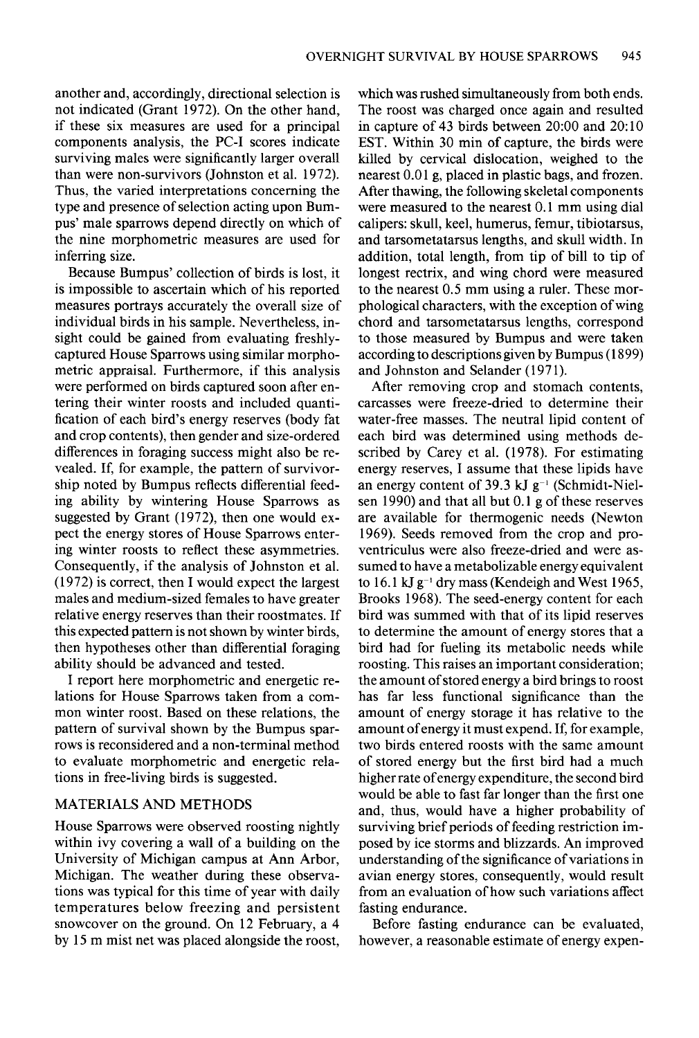another and, accordingly, directional selection is not indicated (Grant 1972). On the other hand, if these six measures are used for a principal components analysis, the PC-I scores indicate surviving males were significantly larger overall than were non-survivors (Johnston et al. 1972). Thus, the varied interpretations concerning the type and presence of selection acting upon Bumpus' male sparrows depend directly on which of the nine morphometric measures are used for inferring size.

Because Bumpus' collection of birds is lost, it is impossible to ascertain which of his reported measures portrays accurately the overall size of individual birds in his sample. Nevertheless, insight could be gained from evaluating freshly-captured House Sparrows using similar morphometric appraisal. Furthermore, if this analysis were performed on birds captured soon after entering their winter roosts and included quantification of each bird's energy reserves (body fat and crop contents), then gender and size-ordered differences in foraging success might also be revealed. If, for example, the pattern of survivorship noted by Bumpus reflects differential feeding ability by wintering House Sparrows as suggested by Grant (1972), then one would expect the energy stores of House Sparrows entering winter roosts to reflect these asymmetries. Consequently, if the analysis of Johnston et al. (1972) is correct, then I would expect the largest males and medium-sized females to have greater relative energy reserves than their roostmates. If this expected pattern is not shown by winter birds, then hypotheses other than differential foraging ability should be advanced and tested.

I report here morphometric and energetic relations for House Sparrows taken from a common winter roost. Based on these relations, the pattern of survival shown by the Bumpus sparrows is reconsidered and a non-terminal method to evaluate morphometric and energetic relations in free-living birds is suggested.

## MATERIALS AND METHODS

House Sparrows were observed roosting nightly within ivy covering a wall of a building on the University of Michigan campus at Ann Arbor, Michigan. The weather during these observations was typical for this time of year with daily temperatures below freezing and persistent snowcover on the ground. On 12 February, a 4 by 15 m mist net was placed alongside the roost, which was rushed simultaneously from both ends. The roost was charged once again and resulted in capture of 43 birds between 20:00 and 20:10 EST. Within 30 min of capture, the birds were killed by cervical dislocation, weighed to the nearest 0.01 g, placed in plastic bags, and frozen. After thawing, the following skeletal components were measured to the nearest 0.1 mm using dial calipers: skull, keel, humerus, femur, tibiotarsus, and tarsometatarsus lengths, and skull width. In addition, total length, from tip of bill to tip of longest rectrix, and wing chord were measured to the nearest 0.5 mm using a ruler. These morphological characters, with the exception of wing chord and tarsometatarsus lengths, correspond to those measured by Bumpus and were taken according to descriptions given by Bumpus (1899) and Johnston and Selander (1971).

After removing crop and stomach contents, carcasses were freeze-dried to determine their water-free masses. The neutral lipid content of each bird was determined using methods described by Carey et al. (1978). For estimating energy reserves, I assume that these lipids have an energy content of 39.3 kJ $g^{-1}$ (Schmidt-Nielsen 1990) and that all but 0.1 g of these reserves are available for thermogenic needs (Newton 1969). Seeds removed from the crop and proventriculus were also freeze-dried and were assumed to have a metabolizable energy equivalent to 16.1 kJ $g^{-1}$ dry mass (Kendeigh and West 1965, Brooks 1968). The seed-energy content for each bird was summed with that of its lipid reserves to determine the amount of energy stores that a bird had for fueling its metabolic needs while roosting. This raises an important consideration; the amount of stored energy a bird brings to roost has far less functional significance than the amount of energy storage it has relative to the amount of energy it must expend. If, for example, two birds entered roosts with the same amount of stored energy but the first bird had a much higher rate of energy expenditure, the second bird would be able to fast far longer than the first one and, thus, would have a higher probability of surviving brief periods of feeding restriction imposed by ice storms and blizzards. An improved understanding of the significance of variations in avian energy stores, consequently, would result from an evaluation of how such variations affect fasting endurance.

Before fasting endurance can be evaluated, however, a reasonable estimate of energy expen-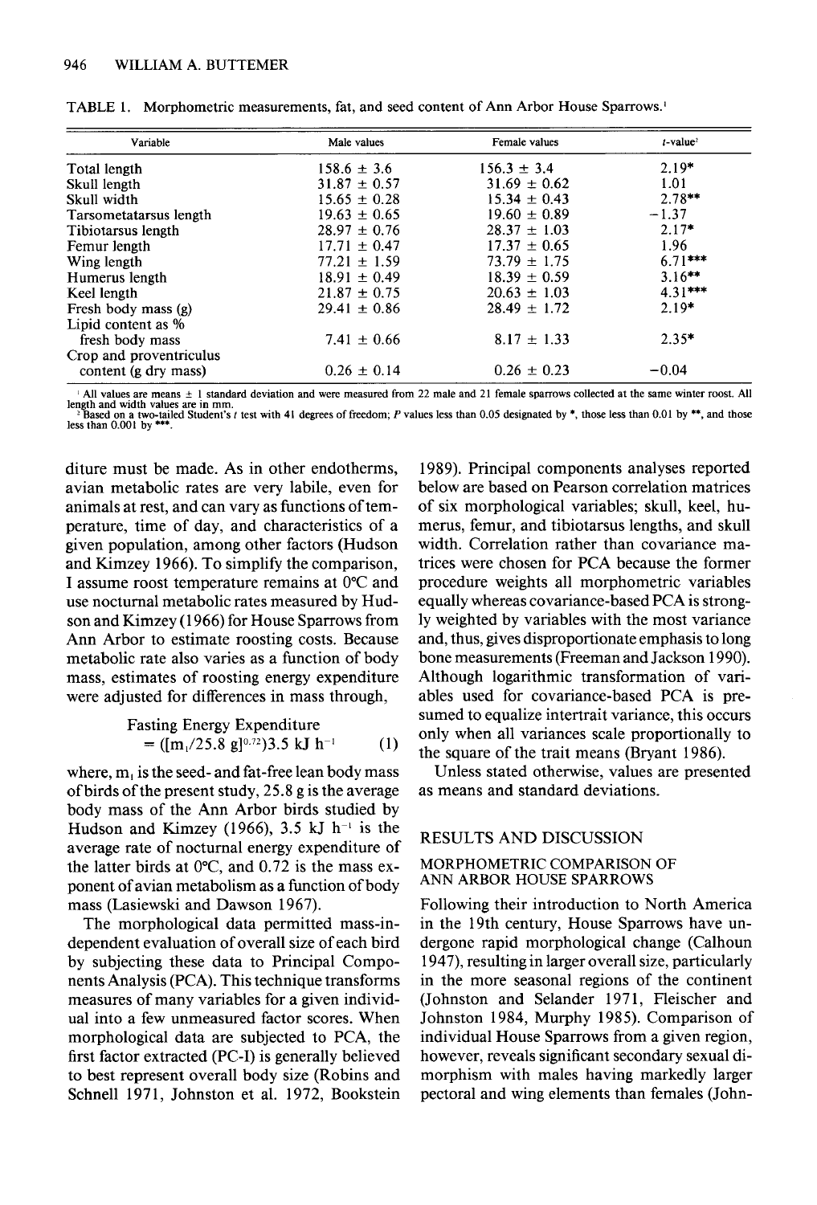TABLE 1. Morphometric measurements, fat, and seed content of Ann Arbor House Sparrows.[1]

| Variable | Male values | Female values | $t$-value[2] |
|---|---|---|---|
| Total length | 158.6 ± 3.6 | 156.3 ± 3.4 | 2.19* |
| Skull length | 31.87 ± 0.57 | 31.69 ± 0.62 | 1.01 |
| Skull width | 15.65 ± 0.28 | 15.34 ± 0.43 | 2.78** |
| Tarsometatarsus length | 19.63 ± 0.65 | 19.60 ± 0.89 | −1.37 |
| Tibiotarsus length | 28.97 ± 0.76 | 28.37 ± 1.03 | 2.17* |
| Femur length | 17.71 ± 0.47 | 17.37 ± 0.65 | 1.96 |
| Wing length | 77.21 ± 1.59 | 73.79 ± 1.75 | 6.71*** |
| Humerus length | 18.91 ± 0.49 | 18.39 ± 0.59 | 3.16** |
| Keel length | 21.87 ± 0.75 | 20.63 ± 1.03 | 4.31*** |
| Fresh body mass (g) | 29.41 ± 0.86 | 28.49 ± 1.72 | 2.19* |
| Lipid content as % fresh body mass | 7.41 ± 0.66 | 8.17 ± 1.33 | 2.35* |
| Crop and proventriculus content (g dry mass) | 0.26 ± 0.14 | 0.26 ± 0.23 | −0.04 |

[1] All values are means ± 1 standard deviation and were measured from 22 male and 21 female sparrows collected at the same winter roost. All length and width values are in mm.
[2] Based on a two-tailed Student's $t$ test with 41 degrees of freedom; $P$ values less than 0.05 designated by *, those less than 0.01 by **, and those less than 0.001 by ***.

diture must be made. As in other endotherms, avian metabolic rates are very labile, even for animals at rest, and can vary as functions of temperature, time of day, and characteristics of a given population, among other factors (Hudson and Kimzey 1966). To simplify the comparison, I assume roost temperature remains at 0°C and use nocturnal metabolic rates measured by Hudson and Kimzey (1966) for House Sparrows from Ann Arbor to estimate roosting costs. Because metabolic rate also varies as a function of body mass, estimates of roosting energy expenditure were adjusted for differences in mass through,

$$\text{Fasting Energy Expenditure} = ([m_l/25.8\ \text{g}]^{0.72})3.5\ \text{kJ h}^{-1} \quad (1)$$

where, $m_l$ is the seed- and fat-free lean body mass of birds of the present study, 25.8 g is the average body mass of the Ann Arbor birds studied by Hudson and Kimzey (1966), 3.5 kJ $h^{-1}$ is the average rate of nocturnal energy expenditure of the latter birds at 0°C, and 0.72 is the mass exponent of avian metabolism as a function of body mass (Lasiewski and Dawson 1967).

The morphological data permitted mass-independent evaluation of overall size of each bird by subjecting these data to Principal Components Analysis (PCA). This technique transforms measures of many variables for a given individual into a few unmeasured factor scores. When morphological data are subjected to PCA, the first factor extracted (PC-I) is generally believed to best represent overall body size (Robins and Schnell 1971, Johnston et al. 1972, Bookstein 1989). Principal components analyses reported below are based on Pearson correlation matrices of six morphological variables; skull, keel, humerus, femur, and tibiotarsus lengths, and skull width. Correlation rather than covariance matrices were chosen for PCA because the former procedure weights all morphometric variables equally whereas covariance-based PCA is strongly weighted by variables with the most variance and, thus, gives disproportionate emphasis to long bone measurements (Freeman and Jackson 1990). Although logarithmic transformation of variables used for covariance-based PCA is presumed to equalize intertrait variance, this occurs only when all variances scale proportionally to the square of the trait means (Bryant 1986).

Unless stated otherwise, values are presented as means and standard deviations.

## RESULTS AND DISCUSSION

### MORPHOMETRIC COMPARISON OF ANN ARBOR HOUSE SPARROWS

Following their introduction to North America in the 19th century, House Sparrows have undergone rapid morphological change (Calhoun 1947), resulting in larger overall size, particularly in the more seasonal regions of the continent (Johnston and Selander 1971, Fleischer and Johnston 1984, Murphy 1985). Comparison of individual House Sparrows from a given region, however, reveals significant secondary sexual dimorphism with males having markedly larger pectoral and wing elements than females (John-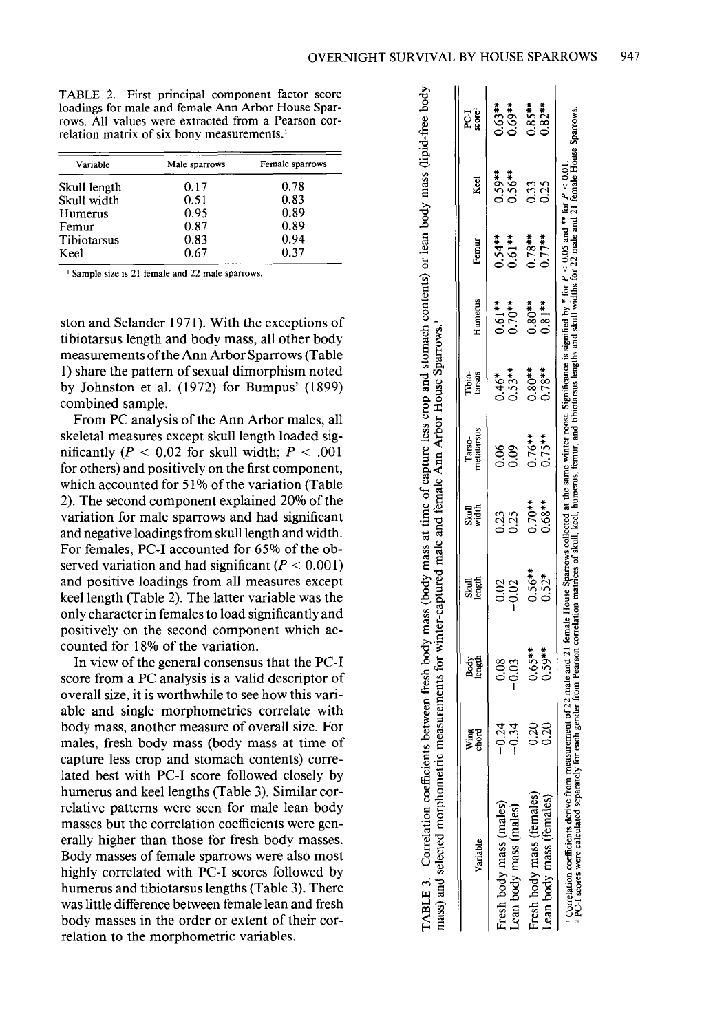TABLE 2. First principal component factor score loadings for male and female Ann Arbor House Sparrows. All values were extracted from a Pearson correlation matrix of six bony measurements.[1]

| Variable | Male sparrows | Female sparrows |
|---|---|---|
| Skull length | 0.17 | 0.78 |
| Skull width | 0.51 | 0.83 |
| Humerus | 0.95 | 0.89 |
| Femur | 0.87 | 0.89 |
| Tibiotarsus | 0.83 | 0.94 |
| Keel | 0.67 | 0.37 |

[1] Sample size is 21 female and 22 male sparrows.

ston and Selander 1971). With the exceptions of tibiotarsus length and body mass, all other body measurements of the Ann Arbor Sparrows (Table 1) share the pattern of sexual dimorphism noted by Johnston et al. (1972) for Bumpus' (1899) combined sample.

From PC analysis of the Ann Arbor males, all skeletal measures except skull length loaded significantly ($P < 0.02$ for skull width; $P < .001$ for others) and positively on the first component, which accounted for 51% of the variation (Table 2). The second component explained 20% of the variation for male sparrows and had significant and negative loadings from skull length and width. For females, PC-I accounted for 65% of the observed variation and had significant ($P < 0.001$) and positive loadings from all measures except keel length (Table 2). The latter variable was the only character in females to load significantly and positively on the second component which accounted for 18% of the variation.

In view of the general consensus that the PC-I score from a PC analysis is a valid descriptor of overall size, it is worthwhile to see how this variable and single morphometrics correlate with body mass, another measure of overall size. For males, fresh body mass (body mass at time of capture less crop and stomach contents) correlated best with PC-I score followed closely by humerus and keel lengths (Table 3). Similar correlative patterns were seen for male lean body masses but the correlation coefficients were generally higher than those for fresh body masses. Body masses of female sparrows were also most highly correlated with PC-I scores followed by humerus and tibiotarsus lengths (Table 3). There was little difference between female lean and fresh body masses in the order or extent of their correlation to the morphometric variables.

TABLE 3. Correlation coefficients between fresh body mass (body mass at time of capture less crop and stomach contents) or lean body mass (lipid-free body mass) and selected morphometric measurements for winter-captured male and female Ann Arbor House Sparrows.[1]

| Variable | Wing chord | Body length | Skull length | Skull width | Tarso-metatarsus | Tibio-tarsus | Humerus | Femur | Keel | PC-I score[2] |
|---|---|---|---|---|---|---|---|---|---|---|
| Fresh body mass (males) | −0.24 | 0.08 | 0.02 | 0.23 | 0.06 | 0.46* | 0.61** | 0.54** | 0.59** | 0.63** |
| Lean body mass (males) | −0.34 | −0.03 | −0.02 | 0.25 | 0.09 | 0.53** | 0.70** | 0.61** | 0.56** | 0.69** |
| Fresh body mass (females) | 0.20 | 0.65** | 0.56** | 0.70** | 0.76** | 0.80** | 0.80** | 0.78** | 0.33 | 0.85** |
| Lean body mass (females) | 0.20 | 0.59** | 0.52* | 0.68** | 0.75** | 0.78** | 0.81** | 0.77** | 0.25 | 0.82** |

[1] Correlation coefficients derive from measurement of 22 male and 21 female House Sparrows collected at the same winter roost. Significance is signified by * for $P < 0.05$ and ** for $P < 0.01$.
[2] PC-I scores were calculated separately for each gender from Pearson correlation matrices of skull, keel, humerus, femur, and tibiotarsus lengths and skull widths for 22 male and 21 female House Sparrows.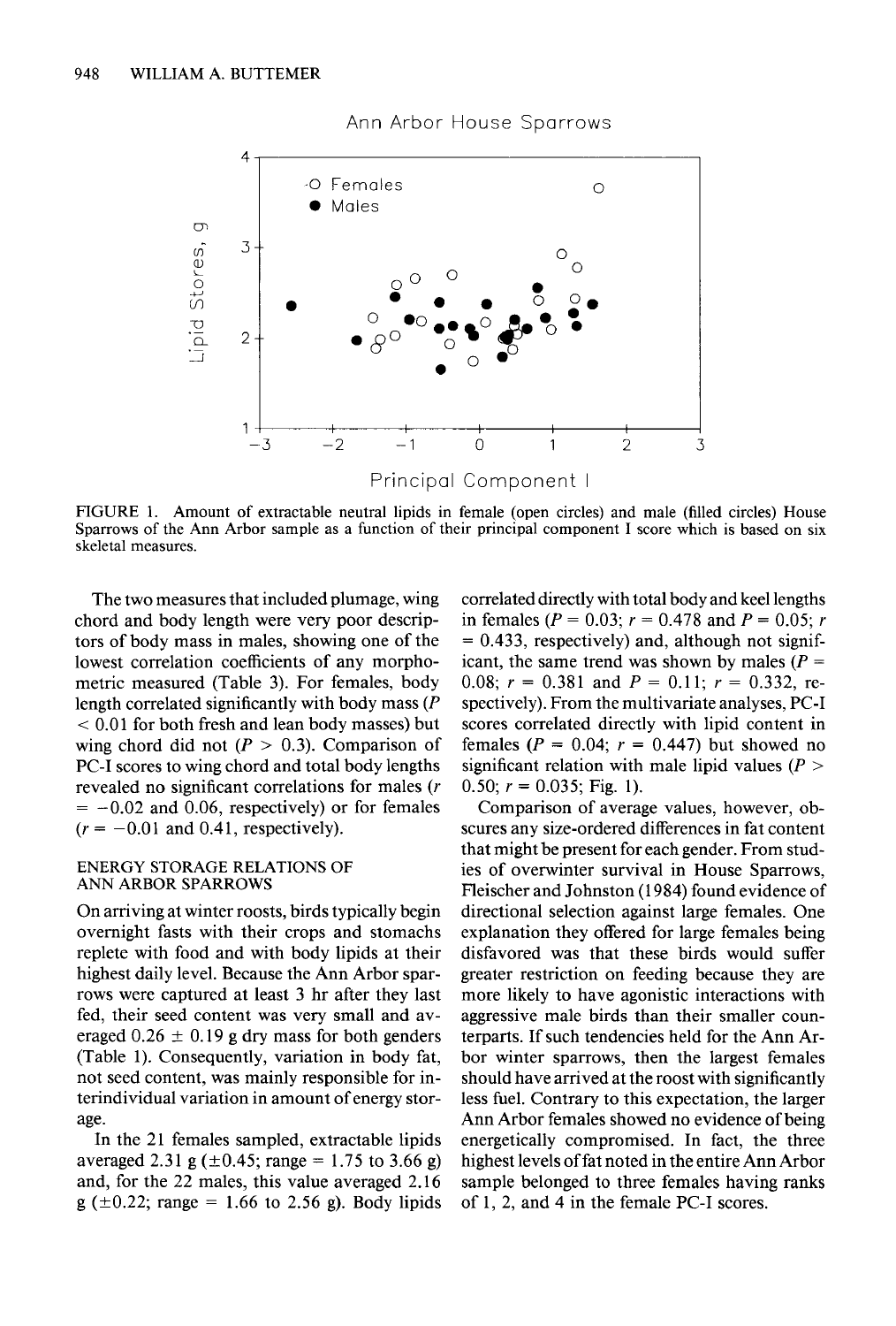FIGURE 1. Amount of extractable neutral lipids in female (open circles) and male (filled circles) House Sparrows of the Ann Arbor sample as a function of their principal component I score which is based on six skeletal measures.

The two measures that included plumage, wing chord and body length were very poor descriptors of body mass in males, showing one of the lowest correlation coefficients of any morphometric measured (Table 3). For females, body length correlated significantly with body mass ($P < 0.01$ for both fresh and lean body masses) but wing chord did not ($P > 0.3$). Comparison of PC-I scores to wing chord and total body lengths revealed no significant correlations for males ($r = -0.02$ and 0.06, respectively) or for females ($r = -0.01$ and 0.41, respectively).

## ENERGY STORAGE RELATIONS OF ANN ARBOR SPARROWS

On arriving at winter roosts, birds typically begin overnight fasts with their crops and stomachs replete with food and with body lipids at their highest daily level. Because the Ann Arbor sparrows were captured at least 3 hr after they last fed, their seed content was very small and averaged $0.26 \pm 0.19$ g dry mass for both genders (Table 1). Consequently, variation in body fat, not seed content, was mainly responsible for interindividual variation in amount of energy storage.

In the 21 females sampled, extractable lipids averaged 2.31 g ($\pm 0.45$; range = 1.75 to 3.66 g) and, for the 22 males, this value averaged 2.16 g ($\pm 0.22$; range = 1.66 to 2.56 g). Body lipids correlated directly with total body and keel lengths in females ($P = 0.03$; $r = 0.478$ and $P = 0.05$; $r = 0.433$, respectively) and, although not significant, the same trend was shown by males ($P = 0.08$; $r = 0.381$ and $P = 0.11$; $r = 0.332$, respectively). From the multivariate analyses, PC-I scores correlated directly with lipid content in females ($P = 0.04$; $r = 0.447$) but showed no significant relation with male lipid values ($P > 0.50$; $r = 0.035$; Fig. 1).

Comparison of average values, however, obscures any size-ordered differences in fat content that might be present for each gender. From studies of overwinter survival in House Sparrows, Fleischer and Johnston (1984) found evidence of directional selection against large females. One explanation they offered for large females being disfavored was that these birds would suffer greater restriction on feeding because they are more likely to have agonistic interactions with aggressive male birds than their smaller counterparts. If such tendencies held for the Ann Arbor winter sparrows, then the largest females should have arrived at the roost with significantly less fuel. Contrary to this expectation, the larger Ann Arbor females showed no evidence of being energetically compromised. In fact, the three highest levels of fat noted in the entire Ann Arbor sample belonged to three females having ranks of 1, 2, and 4 in the female PC-I scores.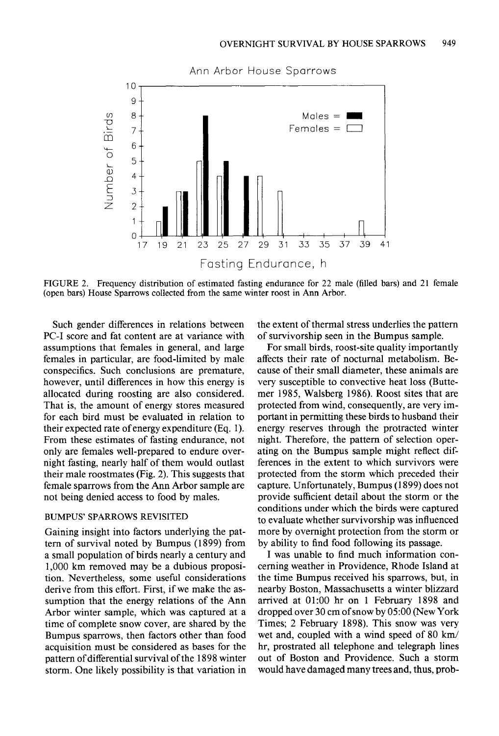FIGURE 2. Frequency distribution of estimated fasting endurance for 22 male (filled bars) and 21 female (open bars) House Sparrows collected from the same winter roost in Ann Arbor.

Such gender differences in relations between PC-I score and fat content are at variance with assumptions that females in general, and large females in particular, are food-limited by male conspecifics. Such conclusions are premature, however, until differences in how this energy is allocated during roosting are also considered. That is, the amount of energy stores measured for each bird must be evaluated in relation to their expected rate of energy expenditure (Eq. 1). From these estimates of fasting endurance, not only are females well-prepared to endure overnight fasting, nearly half of them would outlast their male roostmates (Fig. 2). This suggests that female sparrows from the Ann Arbor sample are not being denied access to food by males.

## BUMPUS' SPARROWS REVISITED

Gaining insight into factors underlying the pattern of survival noted by Bumpus (1899) from a small population of birds nearly a century and 1,000 km removed may be a dubious proposition. Nevertheless, some useful considerations derive from this effort. First, if we make the assumption that the energy relations of the Ann Arbor winter sample, which was captured at a time of complete snow cover, are shared by the Bumpus sparrows, then factors other than food acquisition must be considered as bases for the pattern of differential survival of the 1898 winter storm. One likely possibility is that variation in the extent of thermal stress underlies the pattern of survivorship seen in the Bumpus sample.

For small birds, roost-site quality importantly affects their rate of nocturnal metabolism. Because of their small diameter, these animals are very susceptible to convective heat loss (Buttemer 1985, Walsberg 1986). Roost sites that are protected from wind, consequently, are very important in permitting these birds to husband their energy reserves through the protracted winter night. Therefore, the pattern of selection operating on the Bumpus sample might reflect differences in the extent to which survivors were protected from the storm which preceded their capture. Unfortunately, Bumpus (1899) does not provide sufficient detail about the storm or the conditions under which the birds were captured to evaluate whether survivorship was influenced more by overnight protection from the storm or by ability to find food following its passage.

I was unable to find much information concerning weather in Providence, Rhode Island at the time Bumpus received his sparrows, but, in nearby Boston, Massachusetts a winter blizzard arrived at 01:00 hr on 1 February 1898 and dropped over 30 cm of snow by 05:00 (New York Times; 2 February 1898). This snow was very wet and, coupled with a wind speed of 80 km/hr, prostrated all telephone and telegraph lines out of Boston and Providence. Such a storm would have damaged many trees and, thus, prob-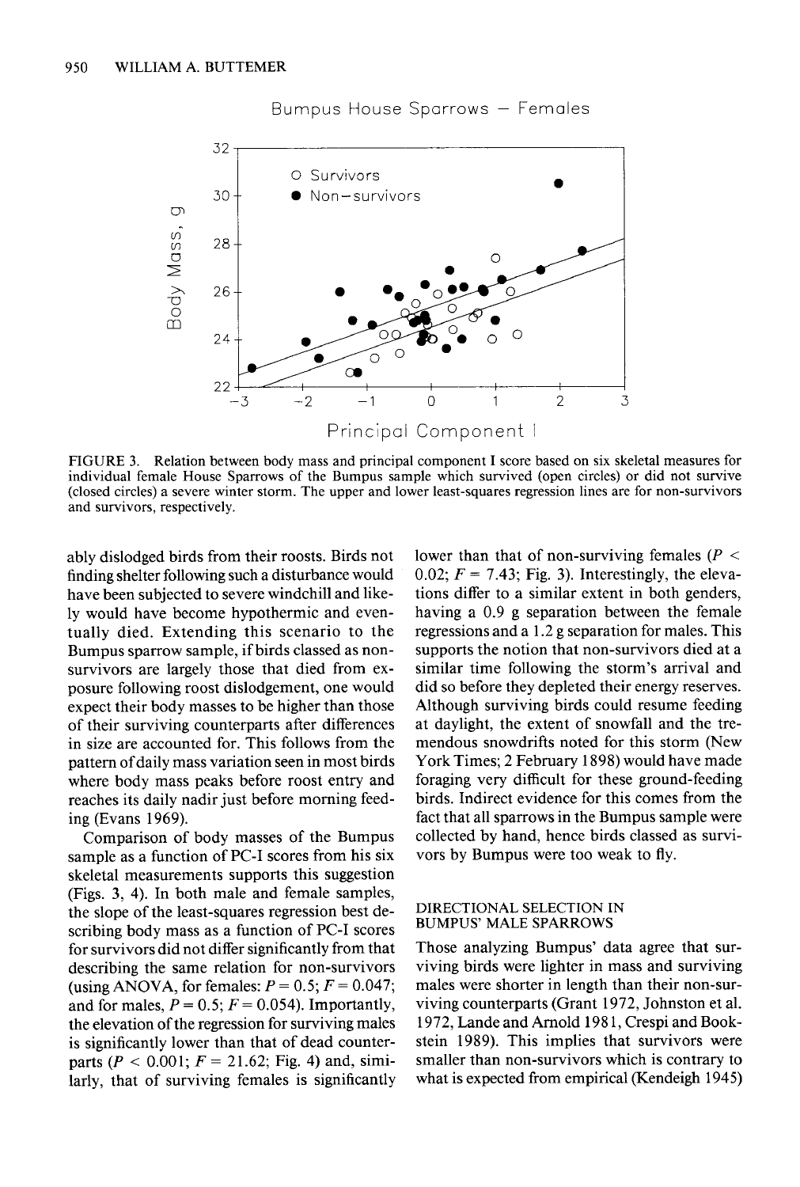FIGURE 3. Relation between body mass and principal component I score based on six skeletal measures for individual female House Sparrows of the Bumpus sample which survived (open circles) or did not survive (closed circles) a severe winter storm. The upper and lower least-squares regression lines are for non-survivors and survivors, respectively.

ably dislodged birds from their roosts. Birds not finding shelter following such a disturbance would have been subjected to severe windchill and likely would have become hypothermic and eventually died. Extending this scenario to the Bumpus sparrow sample, if birds classed as non-survivors are largely those that died from exposure following roost dislodgement, one would expect their body masses to be higher than those of their surviving counterparts after differences in size are accounted for. This follows from the pattern of daily mass variation seen in most birds where body mass peaks before roost entry and reaches its daily nadir just before morning feeding (Evans 1969).

Comparison of body masses of the Bumpus sample as a function of PC-I scores from his six skeletal measurements supports this suggestion (Figs. 3, 4). In both male and female samples, the slope of the least-squares regression best describing body mass as a function of PC-I scores for survivors did not differ significantly from that describing the same relation for non-survivors (using ANOVA, for females: $P = 0.5$; $F = 0.047$; and for males, $P = 0.5$; $F = 0.054$). Importantly, the elevation of the regression for surviving males is significantly lower than that of dead counterparts ($P < 0.001$; $F = 21.62$; Fig. 4) and, similarly, that of surviving females is significantly lower than that of non-surviving females ($P < 0.02$; $F = 7.43$; Fig. 3). Interestingly, the elevations differ to a similar extent in both genders, having a 0.9 g separation between the female regressions and a 1.2 g separation for males. This supports the notion that non-survivors died at a similar time following the storm's arrival and did so before they depleted their energy reserves. Although surviving birds could resume feeding at daylight, the extent of snowfall and the tremendous snowdrifts noted for this storm (New York Times; 2 February 1898) would have made foraging very difficult for these ground-feeding birds. Indirect evidence for this comes from the fact that all sparrows in the Bumpus sample were collected by hand, hence birds classed as survivors by Bumpus were too weak to fly.

## DIRECTIONAL SELECTION IN BUMPUS' MALE SPARROWS

Those analyzing Bumpus' data agree that surviving birds were lighter in mass and surviving males were shorter in length than their non-surviving counterparts (Grant 1972, Johnston et al. 1972, Lande and Arnold 1981, Crespi and Bookstein 1989). This implies that survivors were smaller than non-survivors which is contrary to what is expected from empirical (Kendeigh 1945)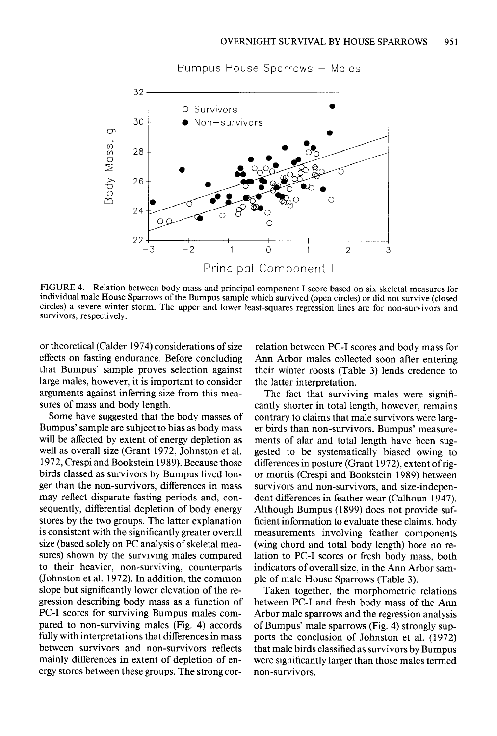FIGURE 4. Relation between body mass and principal component I score based on six skeletal measures for individual male House Sparrows of the Bumpus sample which survived (open circles) or did not survive (closed circles) a severe winter storm. The upper and lower least-squares regression lines are for non-survivors and survivors, respectively.

or theoretical (Calder 1974) considerations of size effects on fasting endurance. Before concluding that Bumpus' sample proves selection against large males, however, it is important to consider arguments against inferring size from this measures of mass and body length.

Some have suggested that the body masses of Bumpus' sample are subject to bias as body mass will be affected by extent of energy depletion as well as overall size (Grant 1972, Johnston et al. 1972, Crespi and Bookstein 1989). Because those birds classed as survivors by Bumpus lived longer than the non-survivors, differences in mass may reflect disparate fasting periods and, consequently, differential depletion of body energy stores by the two groups. The latter explanation is consistent with the significantly greater overall size (based solely on PC analysis of skeletal measures) shown by the surviving males compared to their heavier, non-surviving, counterparts (Johnston et al. 1972). In addition, the common slope but significantly lower elevation of the regression describing body mass as a function of PC-I scores for surviving Bumpus males compared to non-surviving males (Fig. 4) accords fully with interpretations that differences in mass between survivors and non-survivors reflects mainly differences in extent of depletion of energy stores between these groups. The strong correlation between PC-I scores and body mass for Ann Arbor males collected soon after entering their winter roosts (Table 3) lends credence to the latter interpretation.

The fact that surviving males were significantly shorter in total length, however, remains contrary to claims that male survivors were larger birds than non-survivors. Bumpus' measurements of alar and total length have been suggested to be systematically biased owing to differences in posture (Grant 1972), extent of rigor mortis (Crespi and Bookstein 1989) between survivors and non-survivors, and size-independent differences in feather wear (Calhoun 1947). Although Bumpus (1899) does not provide sufficient information to evaluate these claims, body measurements involving feather components (wing chord and total body length) bore no relation to PC-I scores or fresh body mass, both indicators of overall size, in the Ann Arbor sample of male House Sparrows (Table 3).

Taken together, the morphometric relations between PC-I and fresh body mass of the Ann Arbor male sparrows and the regression analysis of Bumpus' male sparrows (Fig. 4) strongly supports the conclusion of Johnston et al. (1972) that male birds classified as survivors by Bumpus were significantly larger than those males termed non-survivors.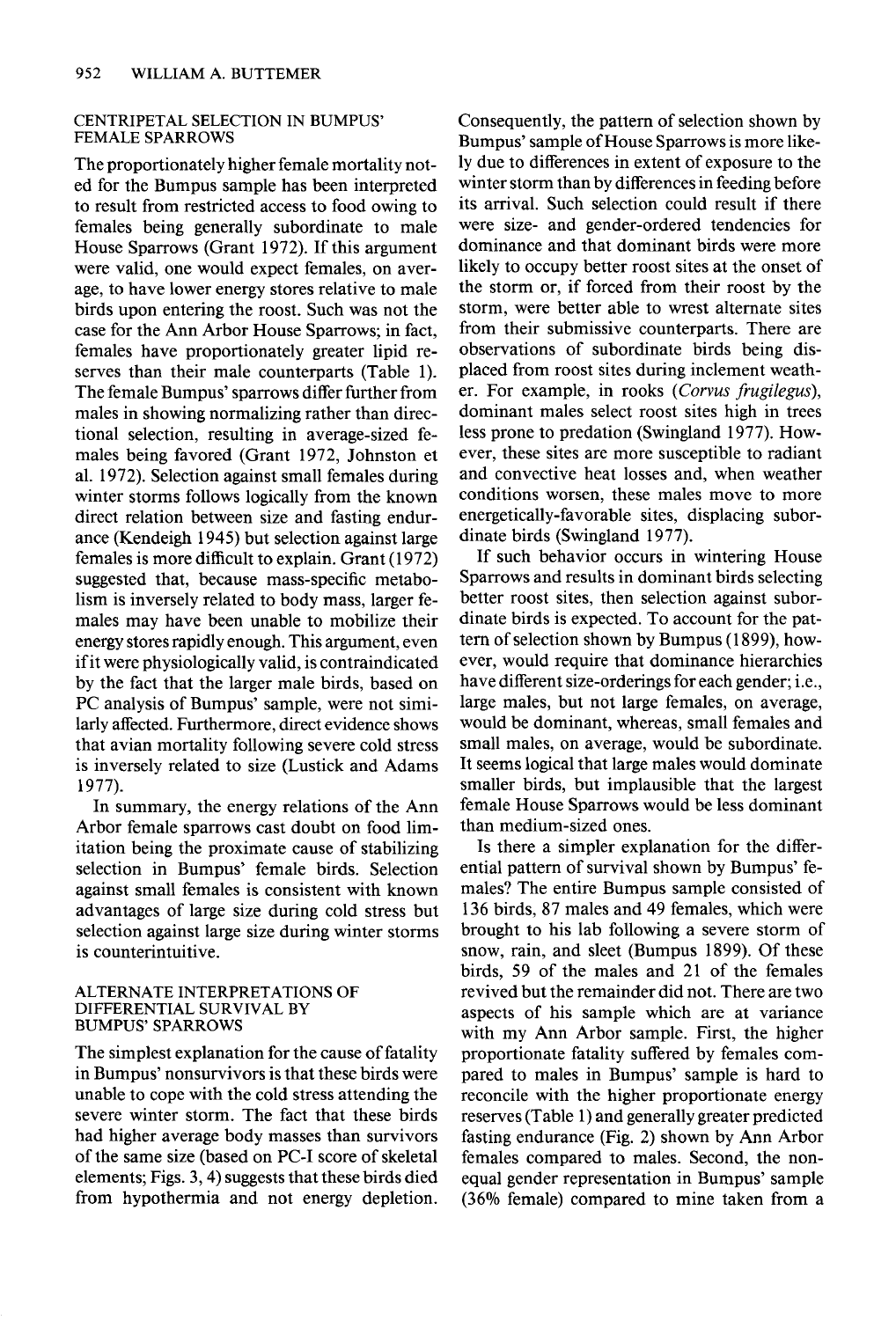## CENTRIPETAL SELECTION IN BUMPUS' FEMALE SPARROWS

The proportionately higher female mortality noted for the Bumpus sample has been interpreted to result from restricted access to food owing to females being generally subordinate to male House Sparrows (Grant 1972). If this argument were valid, one would expect females, on average, to have lower energy stores relative to male birds upon entering the roost. Such was not the case for the Ann Arbor House Sparrows; in fact, females have proportionately greater lipid reserves than their male counterparts (Table 1). The female Bumpus' sparrows differ further from males in showing normalizing rather than directional selection, resulting in average-sized females being favored (Grant 1972, Johnston et al. 1972). Selection against small females during winter storms follows logically from the known direct relation between size and fasting endurance (Kendeigh 1945) but selection against large females is more difficult to explain. Grant (1972) suggested that, because mass-specific metabolism is inversely related to body mass, larger females may have been unable to mobilize their energy stores rapidly enough. This argument, even if it were physiologically valid, is contraindicated by the fact that the larger male birds, based on PC analysis of Bumpus' sample, were not similarly affected. Furthermore, direct evidence shows that avian mortality following severe cold stress is inversely related to size (Lustick and Adams 1977).

In summary, the energy relations of the Ann Arbor female sparrows cast doubt on food limitation being the proximate cause of stabilizing selection in Bumpus' female birds. Selection against small females is consistent with known advantages of large size during cold stress but selection against large size during winter storms is counterintuitive.

## ALTERNATE INTERPRETATIONS OF DIFFERENTIAL SURVIVAL BY BUMPUS' SPARROWS

The simplest explanation for the cause of fatality in Bumpus' nonsurvivors is that these birds were unable to cope with the cold stress attending the severe winter storm. The fact that these birds had higher average body masses than survivors of the same size (based on PC-I score of skeletal elements; Figs. 3, 4) suggests that these birds died from hypothermia and not energy depletion. Consequently, the pattern of selection shown by Bumpus' sample of House Sparrows is more likely due to differences in extent of exposure to the winter storm than by differences in feeding before its arrival. Such selection could result if there were size- and gender-ordered tendencies for dominance and that dominant birds were more likely to occupy better roost sites at the onset of the storm or, if forced from their roost by the storm, were better able to wrest alternate sites from their submissive counterparts. There are observations of subordinate birds being displaced from roost sites during inclement weather. For example, in rooks (*Corvus frugilegus*), dominant males select roost sites high in trees less prone to predation (Swingland 1977). However, these sites are more susceptible to radiant and convective heat losses and, when weather conditions worsen, these males move to more energetically-favorable sites, displacing subordinate birds (Swingland 1977).

If such behavior occurs in wintering House Sparrows and results in dominant birds selecting better roost sites, then selection against subordinate birds is expected. To account for the pattern of selection shown by Bumpus (1899), however, would require that dominance hierarchies have different size-orderings for each gender; i.e., large males, but not large females, on average, would be dominant, whereas, small females and small males, on average, would be subordinate. It seems logical that large males would dominate smaller birds, but implausible that the largest female House Sparrows would be less dominant than medium-sized ones.

Is there a simpler explanation for the differential pattern of survival shown by Bumpus' females? The entire Bumpus sample consisted of 136 birds, 87 males and 49 females, which were brought to his lab following a severe storm of snow, rain, and sleet (Bumpus 1899). Of these birds, 59 of the males and 21 of the females revived but the remainder did not. There are two aspects of his sample which are at variance with my Ann Arbor sample. First, the higher proportionate fatality suffered by females compared to males in Bumpus' sample is hard to reconcile with the higher proportionate energy reserves (Table 1) and generally greater predicted fasting endurance (Fig. 2) shown by Ann Arbor females compared to males. Second, the nonequal gender representation in Bumpus' sample (36% female) compared to mine taken from a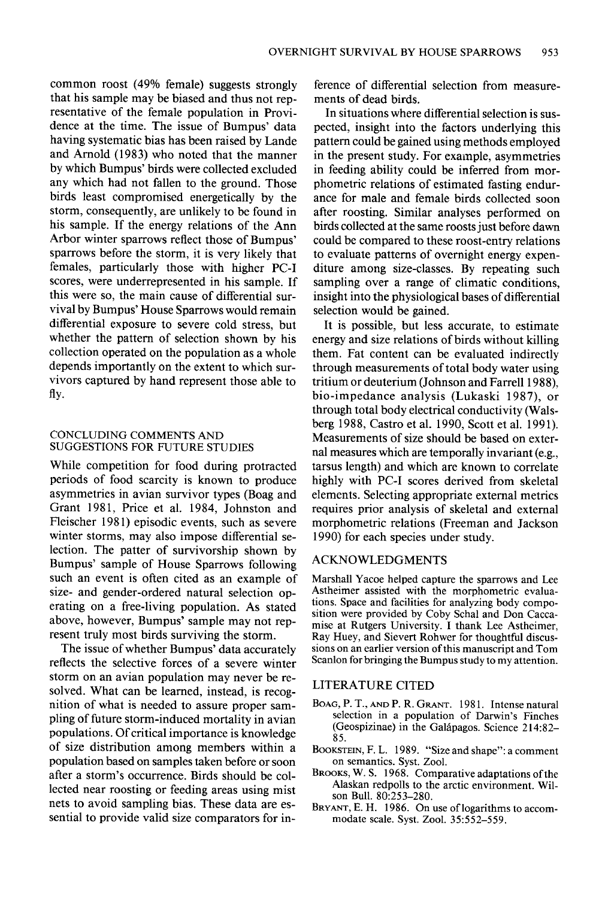common roost (49% female) suggests strongly that his sample may be biased and thus not representative of the female population in Providence at the time. The issue of Bumpus' data having systematic bias has been raised by Lande and Arnold (1983) who noted that the manner by which Bumpus' birds were collected excluded any which had not fallen to the ground. Those birds least compromised energetically by the storm, consequently, are unlikely to be found in his sample. If the energy relations of the Ann Arbor winter sparrows reflect those of Bumpus' sparrows before the storm, it is very likely that females, particularly those with higher PC-I scores, were underrepresented in his sample. If this were so, the main cause of differential survival by Bumpus' House Sparrows would remain differential exposure to severe cold stress, but whether the pattern of selection shown by his collection operated on the population as a whole depends importantly on the extent to which survivors captured by hand represent those able to fly.

## CONCLUDING COMMENTS AND SUGGESTIONS FOR FUTURE STUDIES

While competition for food during protracted periods of food scarcity is known to produce asymmetries in avian survivor types (Boag and Grant 1981, Price et al. 1984, Johnston and Fleischer 1981) episodic events, such as severe winter storms, may also impose differential selection. The patter of survivorship shown by Bumpus' sample of House Sparrows following such an event is often cited as an example of size- and gender-ordered natural selection operating on a free-living population. As stated above, however, Bumpus' sample may not represent truly most birds surviving the storm.

The issue of whether Bumpus' data accurately reflects the selective forces of a severe winter storm on an avian population may never be resolved. What can be learned, instead, is recognition of what is needed to assure proper sampling of future storm-induced mortality in avian populations. Of critical importance is knowledge of size distribution among members within a population based on samples taken before or soon after a storm's occurrence. Birds should be collected near roosting or feeding areas using mist nets to avoid sampling bias. These data are essential to provide valid size comparators for inference of differential selection from measurements of dead birds.

In situations where differential selection is suspected, insight into the factors underlying this pattern could be gained using methods employed in the present study. For example, asymmetries in feeding ability could be inferred from morphometric relations of estimated fasting endurance for male and female birds collected soon after roosting. Similar analyses performed on birds collected at the same roosts just before dawn could be compared to these roost-entry relations to evaluate patterns of overnight energy expenditure among size-classes. By repeating such sampling over a range of climatic conditions, insight into the physiological bases of differential selection would be gained.

It is possible, but less accurate, to estimate energy and size relations of birds without killing them. Fat content can be evaluated indirectly through measurements of total body water using tritium or deuterium (Johnson and Farrell 1988), bio-impedance analysis (Lukaski 1987), or through total body electrical conductivity (Walsberg 1988, Castro et al. 1990, Scott et al. 1991). Measurements of size should be based on external measures which are temporally invariant (e.g., tarsus length) and which are known to correlate highly with PC-I scores derived from skeletal elements. Selecting appropriate external metrics requires prior analysis of skeletal and external morphometric relations (Freeman and Jackson 1990) for each species under study.

## ACKNOWLEDGMENTS

Marshall Yacoe helped capture the sparrows and Lee Astheimer assisted with the morphometric evaluations. Space and facilities for analyzing body composition were provided by Coby Schal and Don Caccamise at Rutgers University. I thank Lee Astheimer, Ray Huey, and Sievert Rohwer for thoughtful discussions on an earlier version of this manuscript and Tom Scanlon for bringing the Bumpus study to my attention.

## LITERATURE CITED

Boag, P. T., and P. R. Grant. 1981. Intense natural selection in a population of Darwin's Finches (Geospizinae) in the Galápagos. Science 214:82–85.

Bookstein, F. L. 1989. "Size and shape": a comment on semantics. Syst. Zool.

Brooks, W. S. 1968. Comparative adaptations of the Alaskan redpolls to the arctic environment. Wilson Bull. 80:253–280.

Bryant, E. H. 1986. On use of logarithms to accommodate scale. Syst. Zool. 35:552–559.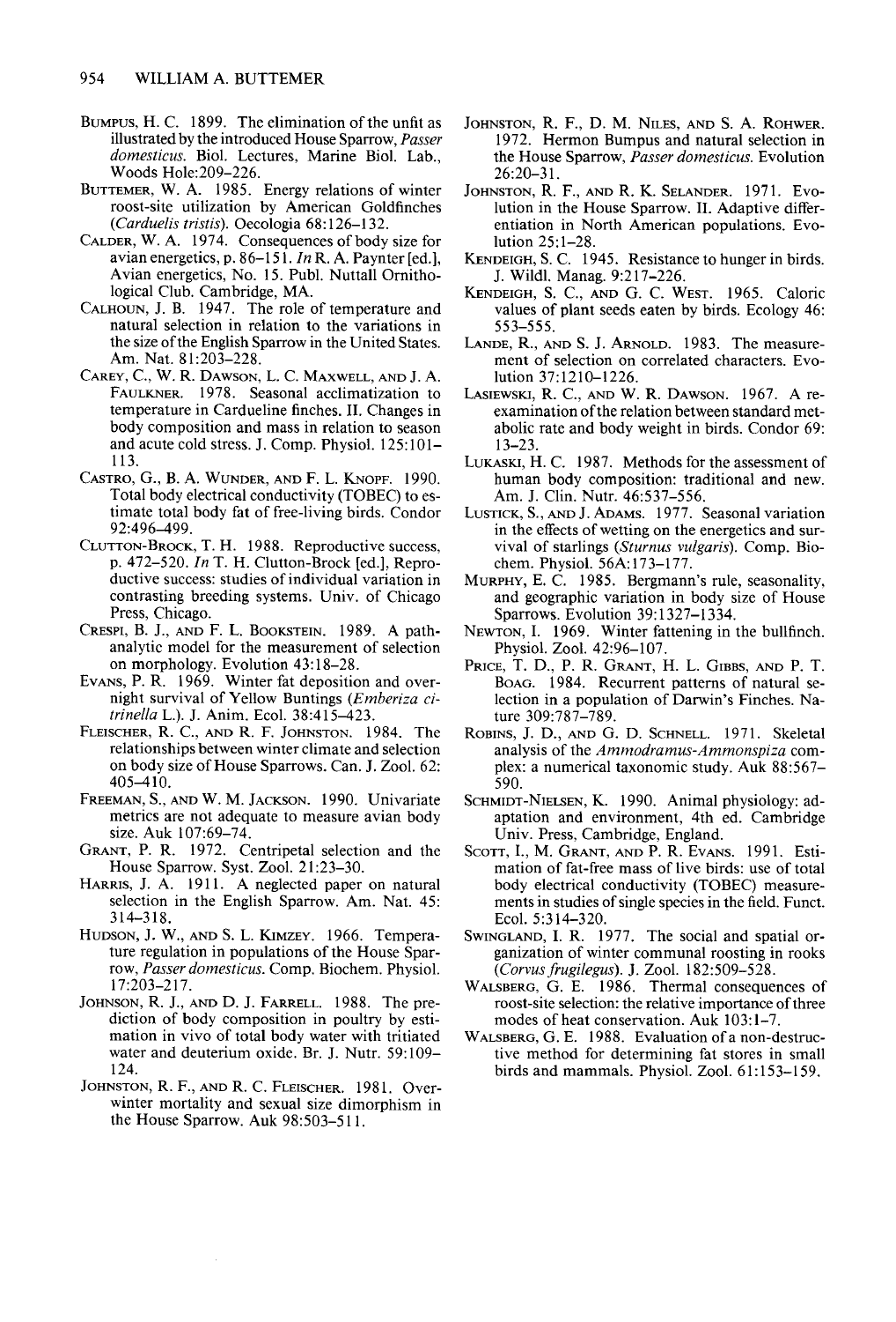BUMPUS, H. C. 1899. The elimination of the unfit as illustrated by the introduced House Sparrow, *Passer domesticus*. Biol. Lectures, Marine Biol. Lab., Woods Hole:209–226.

BUTTEMER, W. A. 1985. Energy relations of winter roost-site utilization by American Goldfinches (*Carduelis tristis*). Oecologia 68:126–132.

CALDER, W. A. 1974. Consequences of body size for avian energetics, p. 86–151. *In* R. A. Paynter [ed.], Avian energetics, No. 15. Publ. Nuttall Ornithological Club. Cambridge, MA.

CALHOUN, J. B. 1947. The role of temperature and natural selection in relation to the variations in the size of the English Sparrow in the United States. Am. Nat. 81:203–228.

CAREY, C., W. R. DAWSON, L. C. MAXWELL, AND J. A. FAULKNER. 1978. Seasonal acclimatization to temperature in Cardueline finches. II. Changes in body composition and mass in relation to season and acute cold stress. J. Comp. Physiol. 125:101–113.

CASTRO, G., B. A. WUNDER, AND F. L. KNOPF. 1990. Total body electrical conductivity (TOBEC) to estimate total body fat of free-living birds. Condor 92:496–499.

CLUTTON-BROCK, T. H. 1988. Reproductive success, p. 472–520. *In* T. H. Clutton-Brock [ed.], Reproductive success: studies of individual variation in contrasting breeding systems. Univ. of Chicago Press, Chicago.

CRESPI, B. J., AND F. L. BOOKSTEIN. 1989. A path-analytic model for the measurement of selection on morphology. Evolution 43:18–28.

EVANS, P. R. 1969. Winter fat deposition and overnight survival of Yellow Buntings (*Emberiza citrinella* L.). J. Anim. Ecol. 38:415–423.

FLEISCHER, R. C., AND R. F. JOHNSTON. 1984. The relationships between winter climate and selection on body size of House Sparrows. Can. J. Zool. 62: 405–410.

FREEMAN, S., AND W. M. JACKSON. 1990. Univariate metrics are not adequate to measure avian body size. Auk 107:69–74.

GRANT, P. R. 1972. Centripetal selection and the House Sparrow. Syst. Zool. 21:23–30.

HARRIS, J. A. 1911. A neglected paper on natural selection in the English Sparrow. Am. Nat. 45: 314–318.

HUDSON, J. W., AND S. L. KIMZEY. 1966. Temperature regulation in populations of the House Sparrow, *Passer domesticus*. Comp. Biochem. Physiol. 17:203–217.

JOHNSON, R. J., AND D. J. FARRELL. 1988. The prediction of body composition in poultry by estimation in vivo of total body water with tritiated water and deuterium oxide. Br. J. Nutr. 59:109–124.

JOHNSTON, R. F., AND R. C. FLEISCHER. 1981. Overwinter mortality and sexual size dimorphism in the House Sparrow. Auk 98:503–511.

JOHNSTON, R. F., D. M. NILES, AND S. A. ROHWER. 1972. Hermon Bumpus and natural selection in the House Sparrow, *Passer domesticus*. Evolution 26:20–31.

JOHNSTON, R. F., AND R. K. SELANDER. 1971. Evolution in the House Sparrow. II. Adaptive differentiation in North American populations. Evolution 25:1–28.

KENDEIGH, S. C. 1945. Resistance to hunger in birds. J. Wildl. Manag. 9:217–226.

KENDEIGH, S. C., AND G. C. WEST. 1965. Caloric values of plant seeds eaten by birds. Ecology 46: 553–555.

LANDE, R., AND S. J. ARNOLD. 1983. The measurement of selection on correlated characters. Evolution 37:1210–1226.

LASIEWSKI, R. C., AND W. R. DAWSON. 1967. A reexamination of the relation between standard metabolic rate and body weight in birds. Condor 69: 13–23.

LUKASKI, H. C. 1987. Methods for the assessment of human body composition: traditional and new. Am. J. Clin. Nutr. 46:537–556.

LUSTICK, S., AND J. ADAMS. 1977. Seasonal variation in the effects of wetting on the energetics and survival of starlings (*Sturnus vulgaris*). Comp. Biochem. Physiol. 56A:173–177.

MURPHY, E. C. 1985. Bergmann's rule, seasonality, and geographic variation in body size of House Sparrows. Evolution 39:1327–1334.

NEWTON, I. 1969. Winter fattening in the bullfinch. Physiol. Zool. 42:96–107.

PRICE, T. D., P. R. GRANT, H. L. GIBBS, AND P. T. BOAG. 1984. Recurrent patterns of natural selection in a population of Darwin's Finches. Nature 309:787–789.

ROBINS, J. D., AND G. D. SCHNELL. 1971. Skeletal analysis of the *Ammodramus-Ammonspiza* complex: a numerical taxonomic study. Auk 88:567–590.

SCHMIDT-NIELSEN, K. 1990. Animal physiology: adaptation and environment, 4th ed. Cambridge Univ. Press, Cambridge, England.

SCOTT, I., M. GRANT, AND P. R. EVANS. 1991. Estimation of fat-free mass of live birds: use of total body electrical conductivity (TOBEC) measurements in studies of single species in the field. Funct. Ecol. 5:314–320.

SWINGLAND, I. R. 1977. The social and spatial organization of winter communal roosting in rooks (*Corvus frugilegus*). J. Zool. 182:509–528.

WALSBERG, G. E. 1986. Thermal consequences of roost-site selection: the relative importance of three modes of heat conservation. Auk 103:1–7.

WALSBERG, G. E. 1988. Evaluation of a non-destructive method for determining fat stores in small birds and mammals. Physiol. Zool. 61:153–159.